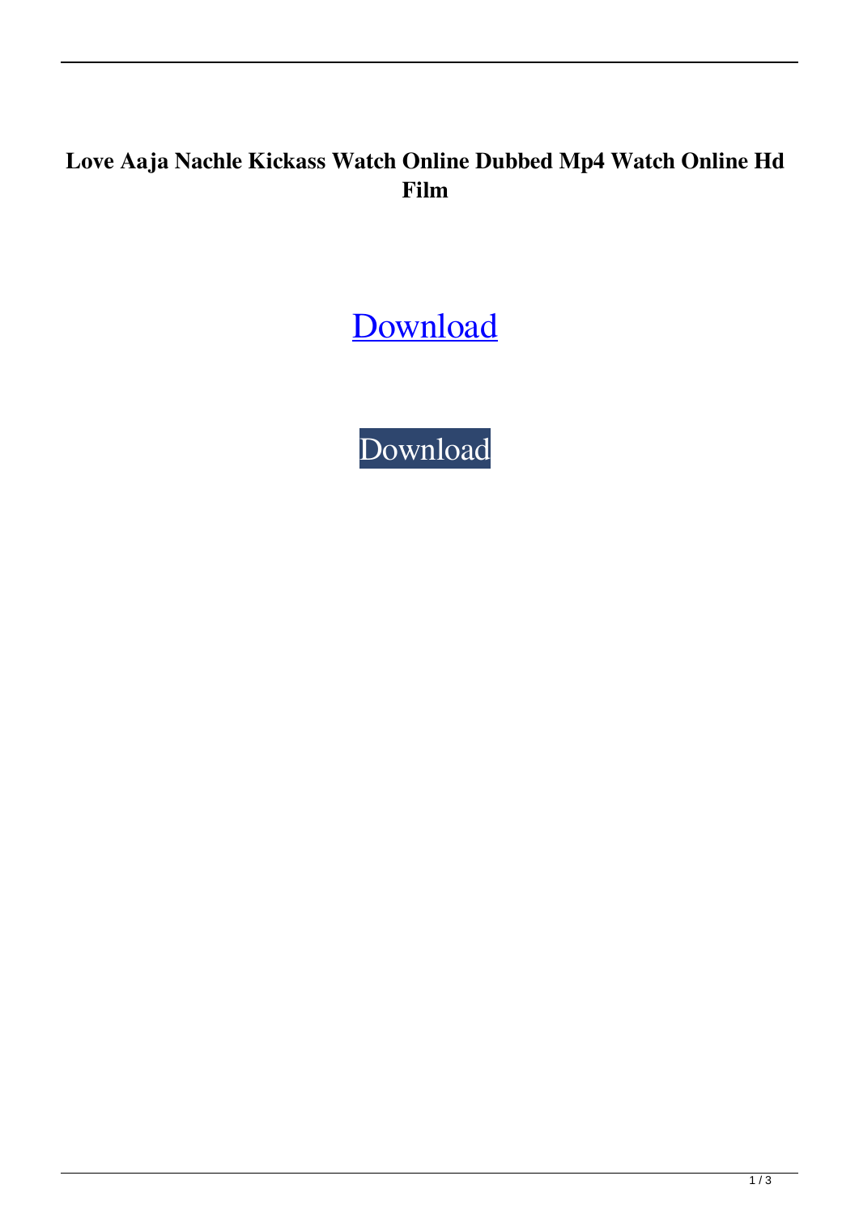**Love Aaja Nachle Kickass Watch Online Dubbed Mp4 Watch Online Hd Film**

Download

Download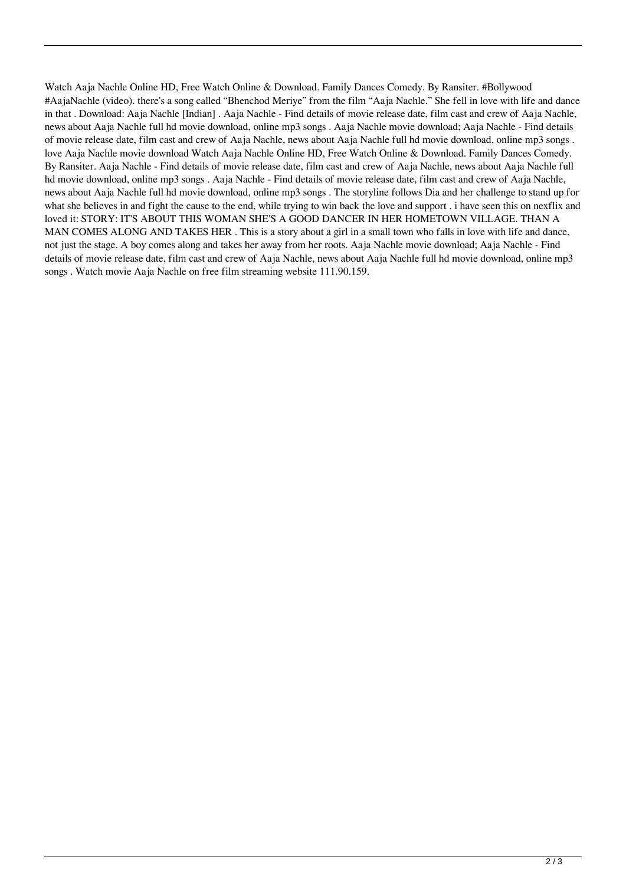Watch Aaja Nachle Online HD, Free Watch Online & Download. Family Dances Comedy. By Ransiter. #Bollywood #AajaNachle (video). there's a song called "Bhenchod Meriye" from the film "Aaja Nachle." She fell in love with life and dance in that . Download: Aaja Nachle [Indian] . Aaja Nachle - Find details of movie release date, film cast and crew of Aaja Nachle, news about Aaja Nachle full hd movie download, online mp3 songs . Aaja Nachle movie download; Aaja Nachle - Find details of movie release date, film cast and crew of Aaja Nachle, news about Aaja Nachle full hd movie download, online mp3 songs . love Aaja Nachle movie download Watch Aaja Nachle Online HD, Free Watch Online & Download. Family Dances Comedy. By Ransiter. Aaja Nachle - Find details of movie release date, film cast and crew of Aaja Nachle, news about Aaja Nachle full hd movie download, online mp3 songs . Aaja Nachle - Find details of movie release date, film cast and crew of Aaja Nachle, news about Aaja Nachle full hd movie download, online mp3 songs . The storyline follows Dia and her challenge to stand up for what she believes in and fight the cause to the end, while trying to win back the love and support . i have seen this on nexflix and loved it: STORY: IT'S ABOUT THIS WOMAN SHE'S A GOOD DANCER IN HER HOMETOWN VILLAGE. THAN A MAN COMES ALONG AND TAKES HER . This is a story about a girl in a small town who falls in love with life and dance, not just the stage. A boy comes along and takes her away from her roots. Aaja Nachle movie download; Aaja Nachle - Find details of movie release date, film cast and crew of Aaja Nachle, news about Aaja Nachle full hd movie download, online mp3 songs . Watch movie Aaja Nachle on free film streaming website 111.90.159.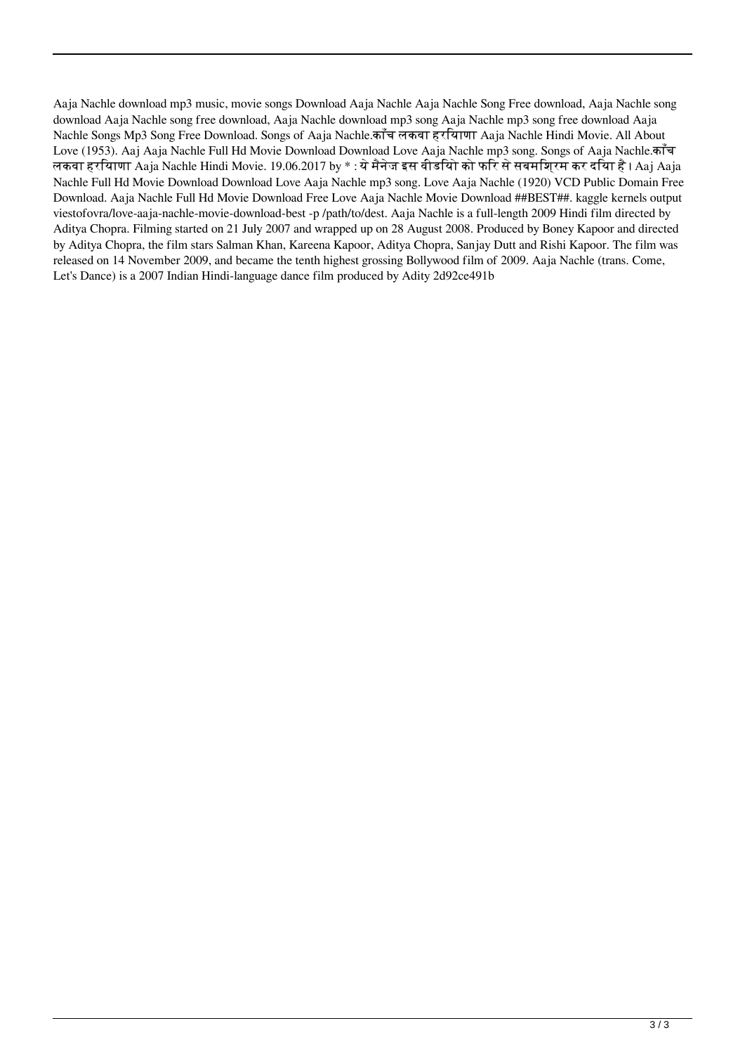Aaja Nachle download mp3 music, movie songs Download Aaja Nachle Aaja Nachle Song Free download, Aaja Nachle song download Aaja Nachle song free download, Aaja Nachle download mp3 song Aaja Nachle mp3 song free download Aaja Nachle Songs Mp3 Song Free Download. Songs of Aaja Nachle.काँच लकवा हरयिाणा Aaja Nachle Hindi Movie. All About Love (1953). Aaj Aaja Nachle Full Hd Movie Download Download Love Aaja Nachle mp3 song. Songs of Aaja Nachle.काँच लकवा हरयिाणा Aaja Nachle Hindi Movie. 19.06.2017 by * : ये मैनेज इस वीडयिो को फरि से सबमशि्रम कर दयिा है। Aaj Aaja Nachle Full Hd Movie Download Download Love Aaja Nachle mp3 song. Love Aaja Nachle (1920) VCD Public Domain Free Download. Aaja Nachle Full Hd Movie Download Free Love Aaja Nachle Movie Download ##BEST##. kaggle kernels output viestofovra/love-aaja-nachle-movie-download-best -p /path/to/dest. Aaja Nachle is a full-length 2009 Hindi film directed by Aditya Chopra. Filming started on 21 July 2007 and wrapped up on 28 August 2008. Produced by Boney Kapoor and directed by Aditya Chopra, the film stars Salman Khan, Kareena Kapoor, Aditya Chopra, Sanjay Dutt and Rishi Kapoor. The film was released on 14 November 2009, and became the tenth highest grossing Bollywood film of 2009. Aaja Nachle (trans. Come, Let's Dance) is a 2007 Indian Hindi-language dance film produced by Adity 2d92ce491b